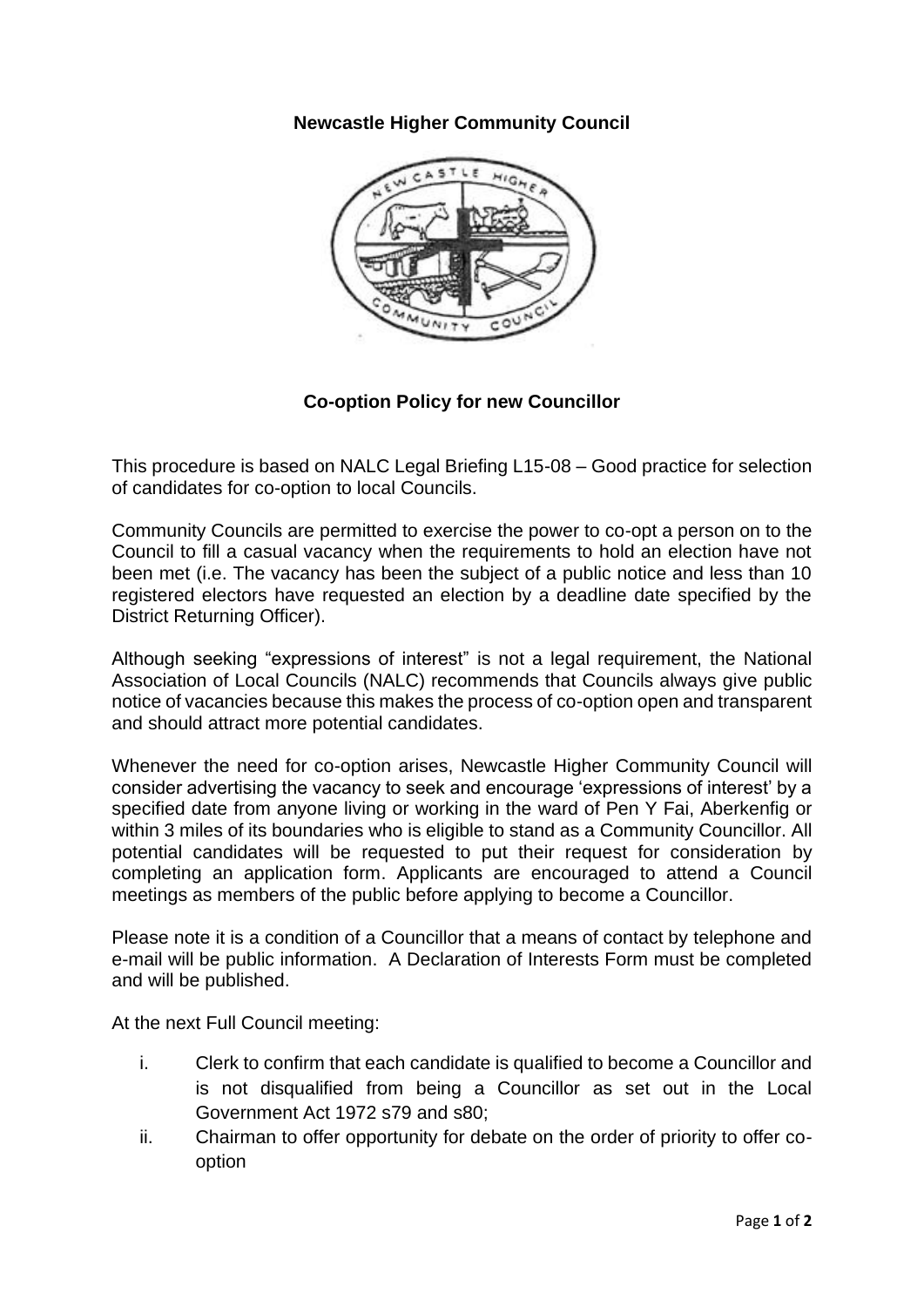**Newcastle Higher Community Council**

**Co-option Policy for new Councillor**

This procedure is based on NALC Legal Briefing L15-08 – Good practice for selection of candidates for co-option to local Councils.

Community Councils are permitted to exercise the power to co-opt a person on to the Council to fill a casual vacancy when the requirements to hold an election have not been met (i.e. The vacancy has been the subject of a public notice and less than 10 registered electors have requested an election by a deadline date specified by the District Returning Officer).

Although seeking "expressions of interest" is not a legal requirement, the National Association of Local Councils (NALC) recommends that Councils always give public notice of vacancies because this makes the process of co-option open and transparent and should attract more potential candidates.

Whenever the need for co-option arises, Newcastle Higher Community Council will consider advertising the vacancy to seek and encourage 'expressions of interest' by a specified date from anyone living or working in the ward of Pen Y Fai, Aberkenfig or within 3 miles of its boundaries who is eligible to stand as a Community Councillor. All potential candidates will be requested to put their request for consideration by completing an application form. Applicants are encouraged to attend a Council meetings as members of the public before applying to become a Councillor.

Please note it is a condition of a Councillor that a means of contact by telephone and e-mail will be public information. A Declaration of Interests Form must be completed and will be published.

At the next Full Council meeting:

i. Clerk to confirm that each candidate is qualified to become a Councillor and is not disqualified from being a Councillor as set out in the Local Government Act 1972 s79 and s80;
ii. Chairman to offer opportunity for debate on the order of priority to offer co-option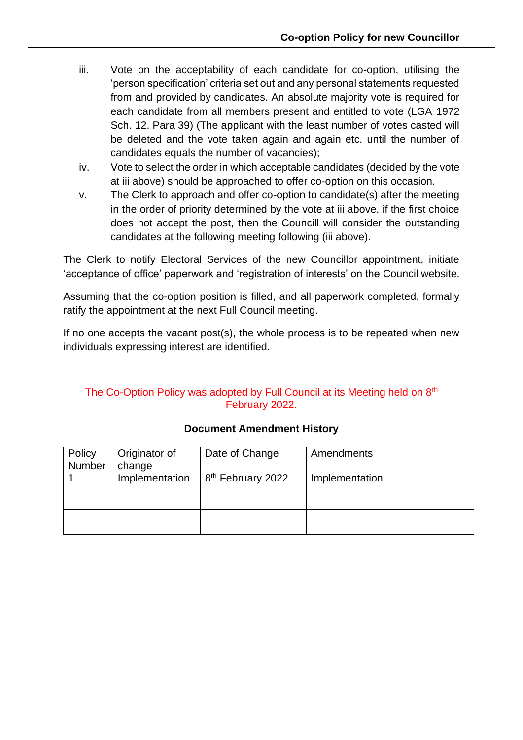iii. Vote on the acceptability of each candidate for co-option, utilising the 'person specification' criteria set out and any personal statements requested from and provided by candidates. An absolute majority vote is required for each candidate from all members present and entitled to vote (LGA 1972 Sch. 12. Para 39) (The applicant with the least number of votes casted will be deleted and the vote taken again and again etc. until the number of candidates equals the number of vacancies);

iv. Vote to select the order in which acceptable candidates (decided by the vote at iii above) should be approached to offer co-option on this occasion.

v. The Clerk to approach and offer co-option to candidate(s) after the meeting in the order of priority determined by the vote at iii above, if the first choice does not accept the post, then the Councill will consider the outstanding candidates at the following meeting following (iii above).

The Clerk to notify Electoral Services of the new Councillor appointment, initiate 'acceptance of office' paperwork and 'registration of interests' on the Council website.

Assuming that the co-option position is filled, and all paperwork completed, formally ratify the appointment at the next Full Council meeting.

If no one accepts the vacant post(s), the whole process is to be repeated when new individuals expressing interest are identified.

The Co-Option Policy was adopted by Full Council at its Meeting held on 8th February 2022.

**Document Amendment History**

| Policy Number | Originator of change | Date of Change | Amendments |
|---|---|---|---|
| 1 | Implementation | 8th February 2022 | Implementation |
| | | | |
| | | | |
| | | | |
| | | | |